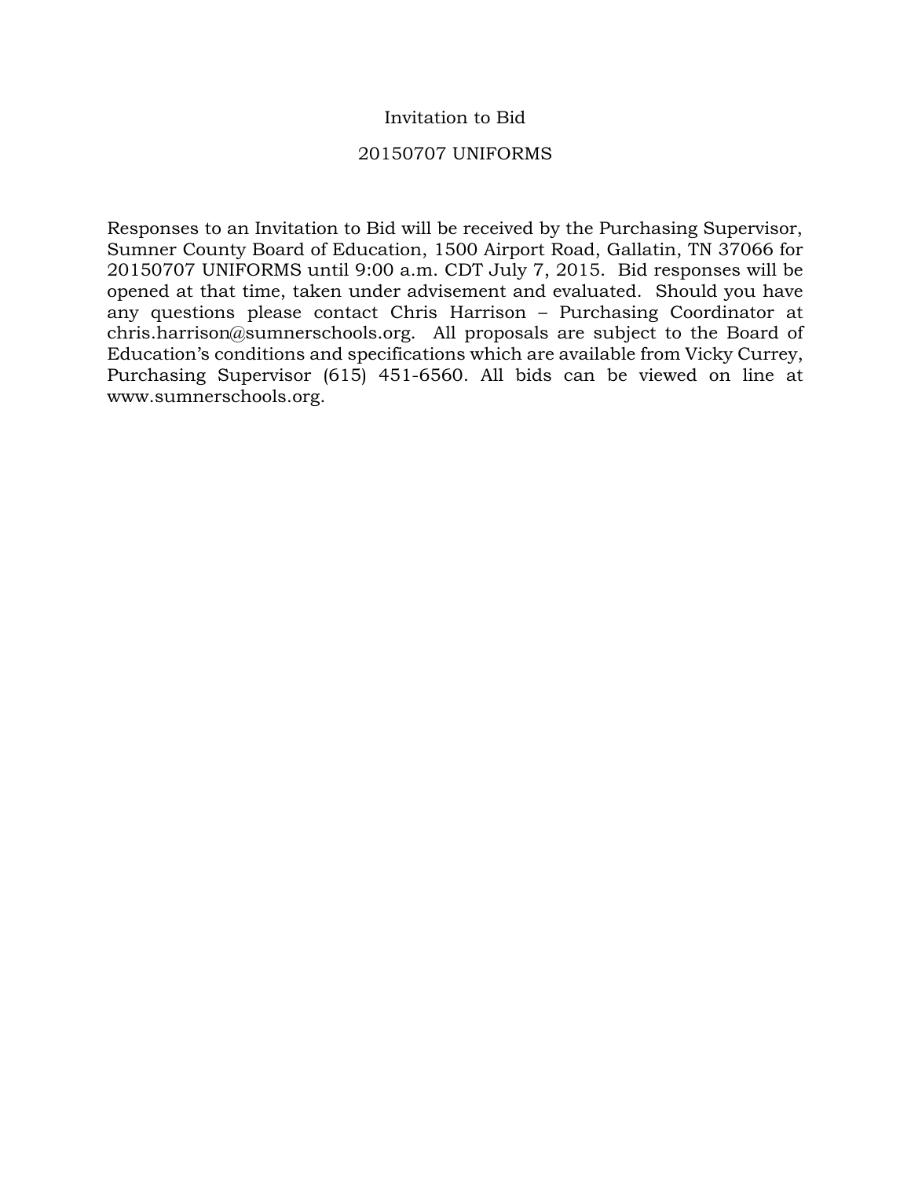# Invitation to Bid

## 20150707 UNIFORMS

Responses to an Invitation to Bid will be received by the Purchasing Supervisor, Sumner County Board of Education, 1500 Airport Road, Gallatin, TN 37066 for 20150707 UNIFORMS until 9:00 a.m. CDT July 7, 2015. Bid responses will be opened at that time, taken under advisement and evaluated. Should you have any questions please contact Chris Harrison – Purchasing Coordinator at chris.harrison@sumnerschools.org. All proposals are subject to the Board of Education's conditions and specifications which are available from Vicky Currey, Purchasing Supervisor (615) 451-6560. All bids can be viewed on line at www.sumnerschools.org.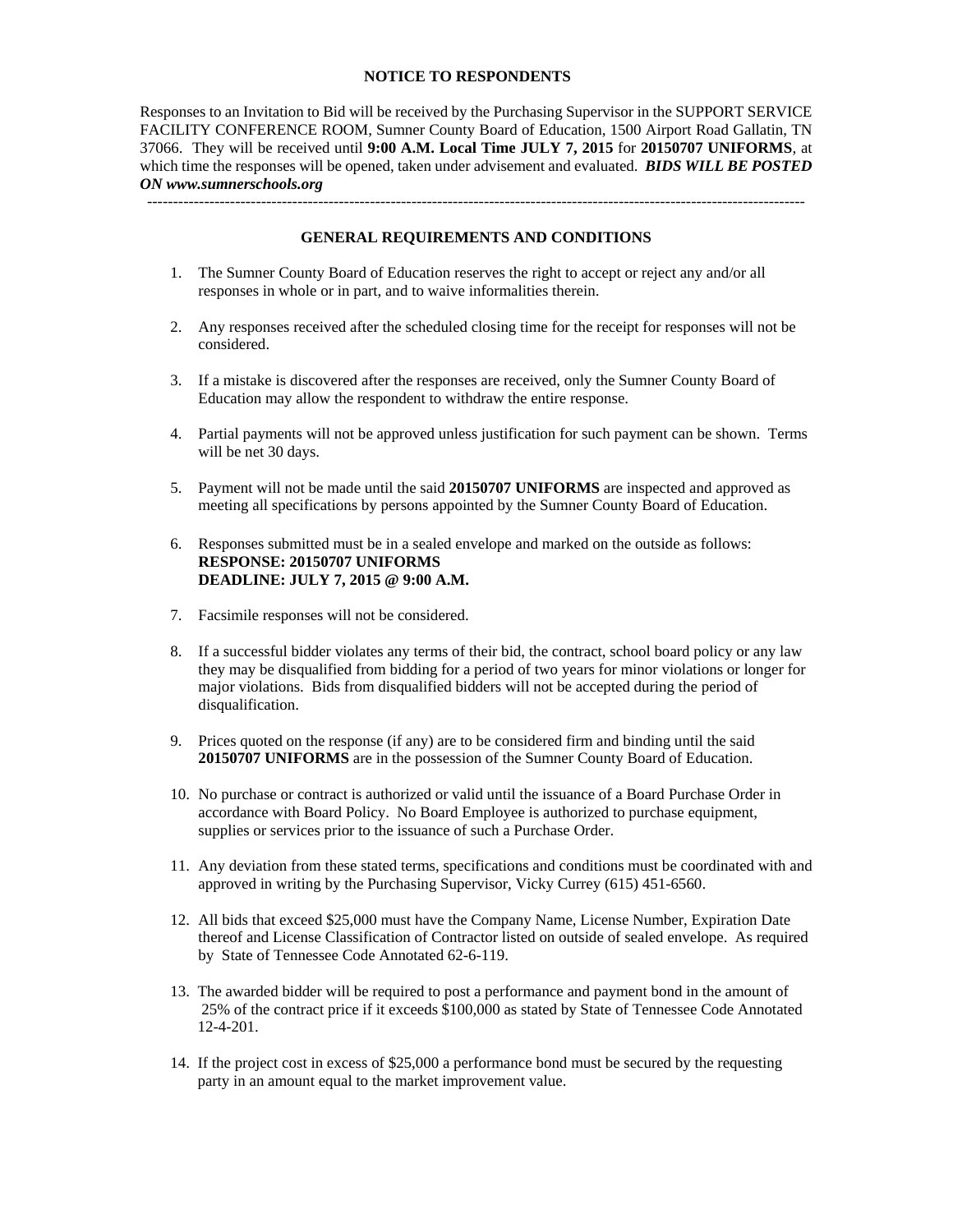## NOTICE TO RESPONDENTS

Responses to an Invitation to Bid will be received by the Purchasing Supervisor in the SUPPORT SERVICE FACILITY CONFERENCE ROOM, Sumner County Board of Education, 1500 Airport Road Gallatin, TN 37066. They will be received until **9:00 A.M. Local Time JULY 7, 2015** for **20150707 UNIFORMS**, at which time the responses will be opened, taken under advisement and evaluated. ***BIDS WILL BE POSTED ON www.sumnerschools.org***

---

## GENERAL REQUIREMENTS AND CONDITIONS

1. The Sumner County Board of Education reserves the right to accept or reject any and/or all responses in whole or in part, and to waive informalities therein.

2. Any responses received after the scheduled closing time for the receipt for responses will not be considered.

3. If a mistake is discovered after the responses are received, only the Sumner County Board of Education may allow the respondent to withdraw the entire response.

4. Partial payments will not be approved unless justification for such payment can be shown. Terms will be net 30 days.

5. Payment will not be made until the said **20150707 UNIFORMS** are inspected and approved as meeting all specifications by persons appointed by the Sumner County Board of Education.

6. Responses submitted must be in a sealed envelope and marked on the outside as follows:
   **RESPONSE: 20150707 UNIFORMS**
   **DEADLINE: JULY 7, 2015 @ 9:00 A.M.**

7. Facsimile responses will not be considered.

8. If a successful bidder violates any terms of their bid, the contract, school board policy or any law they may be disqualified from bidding for a period of two years for minor violations or longer for major violations. Bids from disqualified bidders will not be accepted during the period of disqualification.

9. Prices quoted on the response (if any) are to be considered firm and binding until the said **20150707 UNIFORMS** are in the possession of the Sumner County Board of Education.

10. No purchase or contract is authorized or valid until the issuance of a Board Purchase Order in accordance with Board Policy. No Board Employee is authorized to purchase equipment, supplies or services prior to the issuance of such a Purchase Order.

11. Any deviation from these stated terms, specifications and conditions must be coordinated with and approved in writing by the Purchasing Supervisor, Vicky Currey (615) 451-6560.

12. All bids that exceed $25,000 must have the Company Name, License Number, Expiration Date thereof and License Classification of Contractor listed on outside of sealed envelope. As required by State of Tennessee Code Annotated 62-6-119.

13. The awarded bidder will be required to post a performance and payment bond in the amount of 25% of the contract price if it exceeds $100,000 as stated by State of Tennessee Code Annotated 12-4-201.

14. If the project cost in excess of $25,000 a performance bond must be secured by the requesting party in an amount equal to the market improvement value.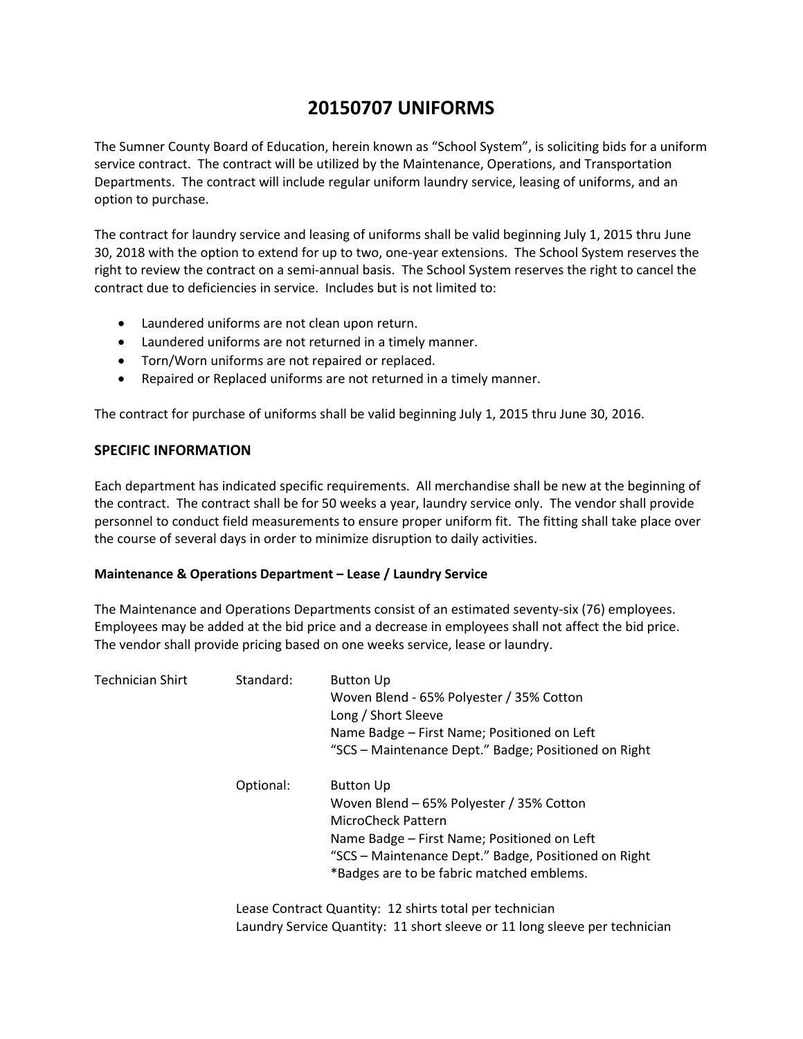# 20150707 UNIFORMS

The Sumner County Board of Education, herein known as "School System", is soliciting bids for a uniform service contract. The contract will be utilized by the Maintenance, Operations, and Transportation Departments. The contract will include regular uniform laundry service, leasing of uniforms, and an option to purchase.

The contract for laundry service and leasing of uniforms shall be valid beginning July 1, 2015 thru June 30, 2018 with the option to extend for up to two, one-year extensions. The School System reserves the right to review the contract on a semi-annual basis. The School System reserves the right to cancel the contract due to deficiencies in service. Includes but is not limited to:

- Laundered uniforms are not clean upon return.
- Laundered uniforms are not returned in a timely manner.
- Torn/Worn uniforms are not repaired or replaced.
- Repaired or Replaced uniforms are not returned in a timely manner.

The contract for purchase of uniforms shall be valid beginning July 1, 2015 thru June 30, 2016.

## SPECIFIC INFORMATION

Each department has indicated specific requirements. All merchandise shall be new at the beginning of the contract. The contract shall be for 50 weeks a year, laundry service only. The vendor shall provide personnel to conduct field measurements to ensure proper uniform fit. The fitting shall take place over the course of several days in order to minimize disruption to daily activities.

### Maintenance & Operations Department – Lease / Laundry Service

The Maintenance and Operations Departments consist of an estimated seventy-six (76) employees. Employees may be added at the bid price and a decrease in employees shall not affect the bid price. The vendor shall provide pricing based on one weeks service, lease or laundry.

Technician Shirt

Standard:
- Button Up
- Woven Blend - 65% Polyester / 35% Cotton
- Long / Short Sleeve
- Name Badge – First Name; Positioned on Left
- "SCS – Maintenance Dept." Badge; Positioned on Right

Optional:
- Button Up
- Woven Blend – 65% Polyester / 35% Cotton
- MicroCheck Pattern
- Name Badge – First Name; Positioned on Left
- "SCS – Maintenance Dept." Badge, Positioned on Right
- *Badges are to be fabric matched emblems.

Lease Contract Quantity: 12 shirts total per technician

Laundry Service Quantity: 11 short sleeve or 11 long sleeve per technician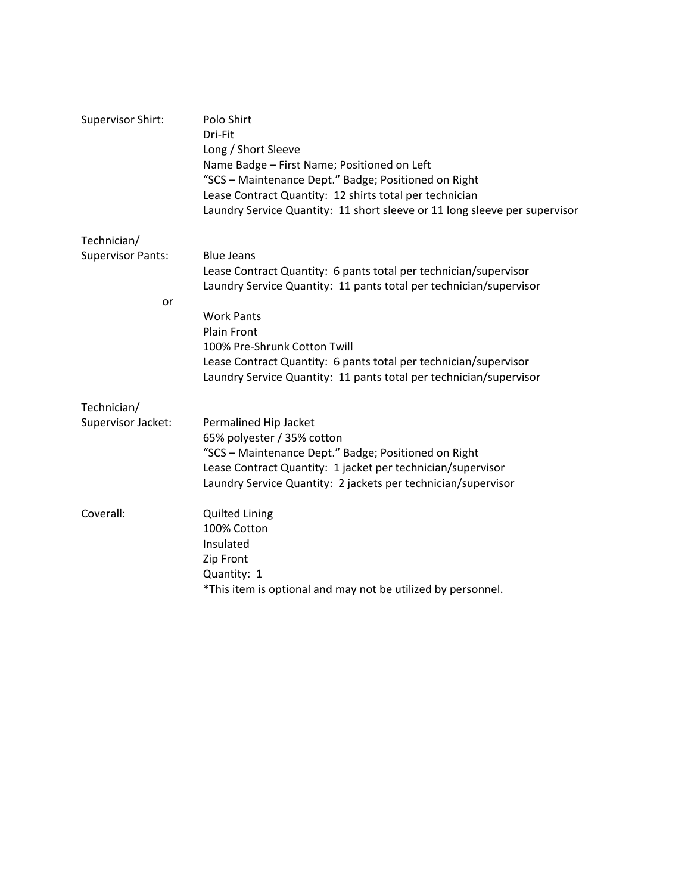**Supervisor Shirt:**

Polo Shirt
Dri-Fit
Long / Short Sleeve
Name Badge – First Name; Positioned on Left
"SCS – Maintenance Dept." Badge; Positioned on Right
Lease Contract Quantity: 12 shirts total per technician
Laundry Service Quantity: 11 short sleeve or 11 long sleeve per supervisor

**Technician/ Supervisor Pants:**

Blue Jeans
Lease Contract Quantity: 6 pants total per technician/supervisor
Laundry Service Quantity: 11 pants total per technician/supervisor

or

Work Pants
Plain Front
100% Pre-Shrunk Cotton Twill
Lease Contract Quantity: 6 pants total per technician/supervisor
Laundry Service Quantity: 11 pants total per technician/supervisor

**Technician/ Supervisor Jacket:**

Permalined Hip Jacket
65% polyester / 35% cotton
"SCS – Maintenance Dept." Badge; Positioned on Right
Lease Contract Quantity: 1 jacket per technician/supervisor
Laundry Service Quantity: 2 jackets per technician/supervisor

**Coverall:**

Quilted Lining
100% Cotton
Insulated
Zip Front
Quantity: 1
*This item is optional and may not be utilized by personnel.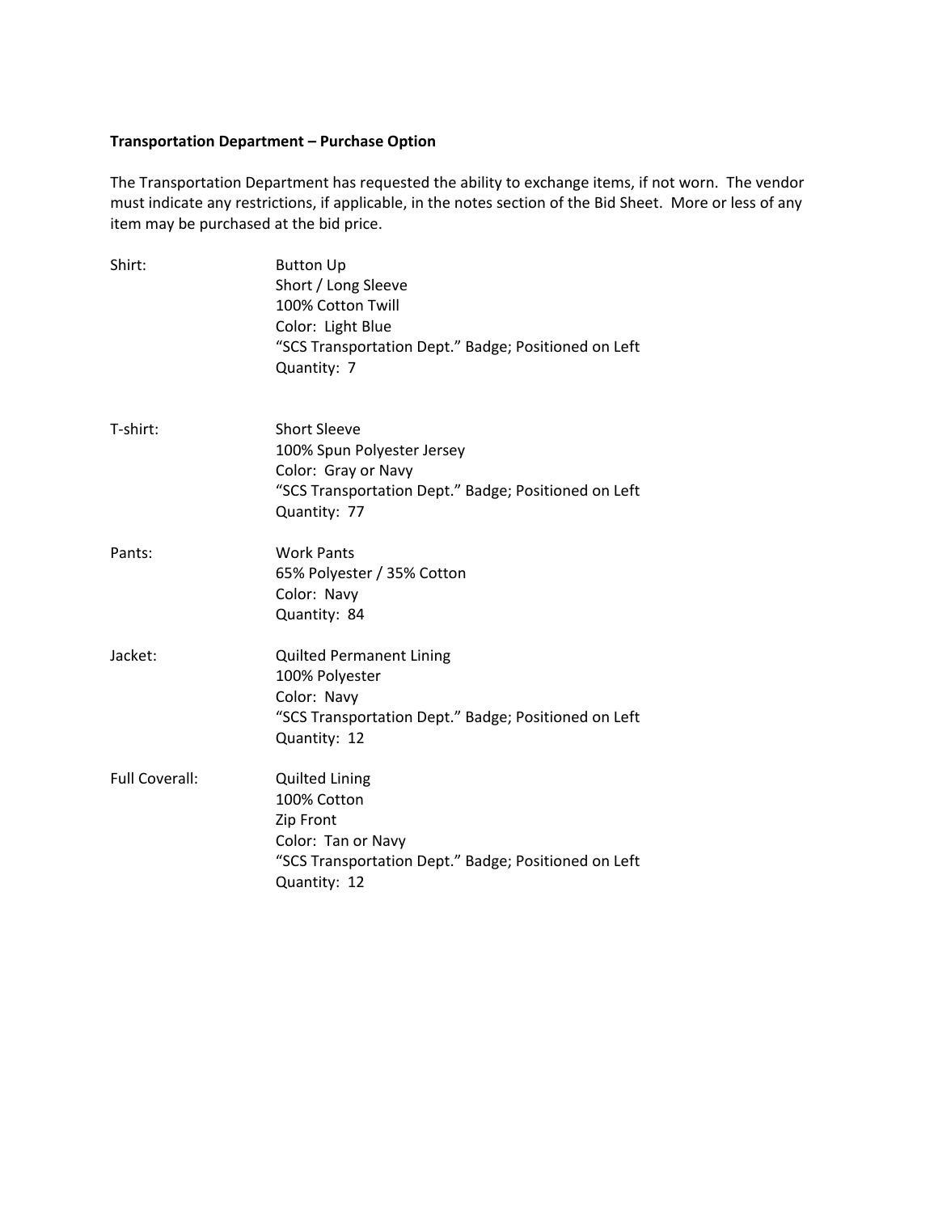**Transportation Department – Purchase Option**

The Transportation Department has requested the ability to exchange items, if not worn. The vendor must indicate any restrictions, if applicable, in the notes section of the Bid Sheet. More or less of any item may be purchased at the bid price.

Shirt:
- Button Up
- Short / Long Sleeve
- 100% Cotton Twill
- Color: Light Blue
- "SCS Transportation Dept." Badge; Positioned on Left
- Quantity: 7

T-shirt:
- Short Sleeve
- 100% Spun Polyester Jersey
- Color: Gray or Navy
- "SCS Transportation Dept." Badge; Positioned on Left
- Quantity: 77

Pants:
- Work Pants
- 65% Polyester / 35% Cotton
- Color: Navy
- Quantity: 84

Jacket:
- Quilted Permanent Lining
- 100% Polyester
- Color: Navy
- "SCS Transportation Dept." Badge; Positioned on Left
- Quantity: 12

Full Coverall:
- Quilted Lining
- 100% Cotton
- Zip Front
- Color: Tan or Navy
- "SCS Transportation Dept." Badge; Positioned on Left
- Quantity: 12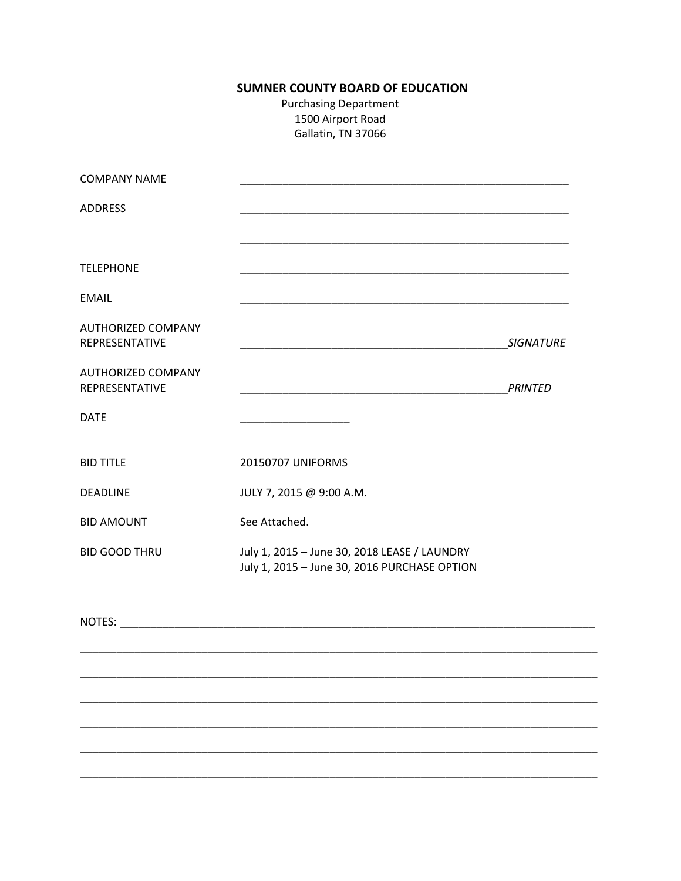**SUMNER COUNTY BOARD OF EDUCATION**

Purchasing Department
1500 Airport Road
Gallatin, TN 37066

| | |
|---|---|
| COMPANY NAME | ______________________________________________ |
| ADDRESS | ______________________________________________ |
| | ______________________________________________ |
| TELEPHONE | ______________________________________________ |
| EMAIL | ______________________________________________ |
| AUTHORIZED COMPANY REPRESENTATIVE | _____________________________________ *SIGNATURE* |
| AUTHORIZED COMPANY REPRESENTATIVE | _____________________________________ *PRINTED* |
| DATE | _______________ |
| BID TITLE | 20150707 UNIFORMS |
| DEADLINE | JULY 7, 2015 @ 9:00 A.M. |
| BID AMOUNT | See Attached. |
| BID GOOD THRU | July 1, 2015 – June 30, 2018 LEASE / LAUNDRY<br>July 1, 2015 – June 30, 2016 PURCHASE OPTION |

NOTES: ____________________________________________________________________________

_____________________________________________________________________________________

_____________________________________________________________________________________

_____________________________________________________________________________________

_____________________________________________________________________________________

_____________________________________________________________________________________

_____________________________________________________________________________________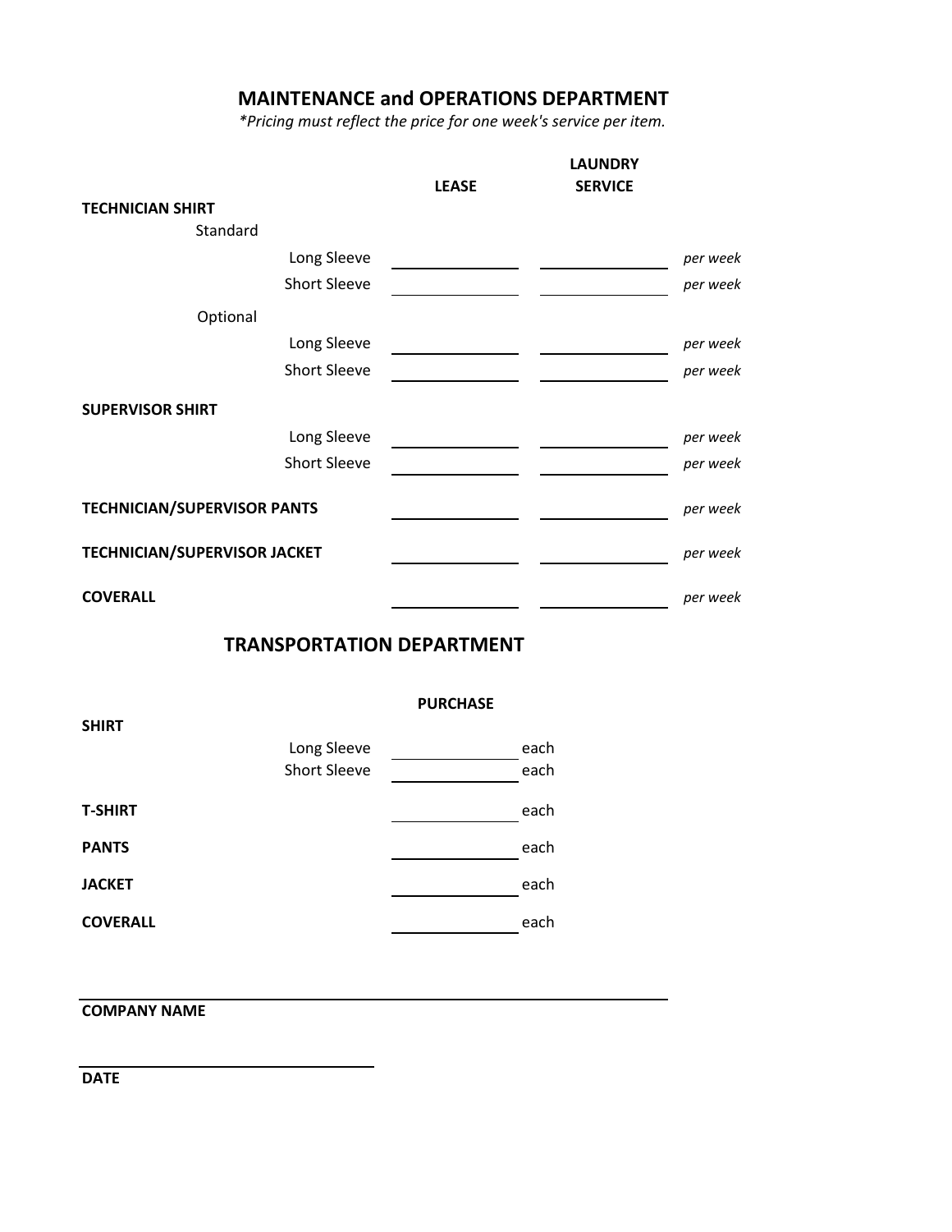## MAINTENANCE and OPERATIONS DEPARTMENT

*\*Pricing must reflect the price for one week's service per item.*

| | | LEASE | LAUNDRY SERVICE | |
|---|---|---|---|---|
| **TECHNICIAN SHIRT** | | | | |
| Standard | | | | |
| | Long Sleeve | ________ | ________ | *per week* |
| | Short Sleeve | ________ | ________ | *per week* |
| Optional | | | | |
| | Long Sleeve | ________ | ________ | *per week* |
| | Short Sleeve | ________ | ________ | *per week* |
| **SUPERVISOR SHIRT** | | | | |
| | Long Sleeve | ________ | ________ | *per week* |
| | Short Sleeve | ________ | ________ | *per week* |
| **TECHNICIAN/SUPERVISOR PANTS** | | ________ | ________ | *per week* |
| **TECHNICIAN/SUPERVISOR JACKET** | | ________ | ________ | *per week* |
| **COVERALL** | | ________ | ________ | *per week* |

## TRANSPORTATION DEPARTMENT

| | | PURCHASE | |
|---|---|---|---|
| **SHIRT** | | | |
| | Long Sleeve | ________ | each |
| | Short Sleeve | ________ | each |
| **T-SHIRT** | | ________ | each |
| **PANTS** | | ________ | each |
| **JACKET** | | ________ | each |
| **COVERALL** | | ________ | each |

______________________________________________

**COMPANY NAME**

______________________________

**DATE**